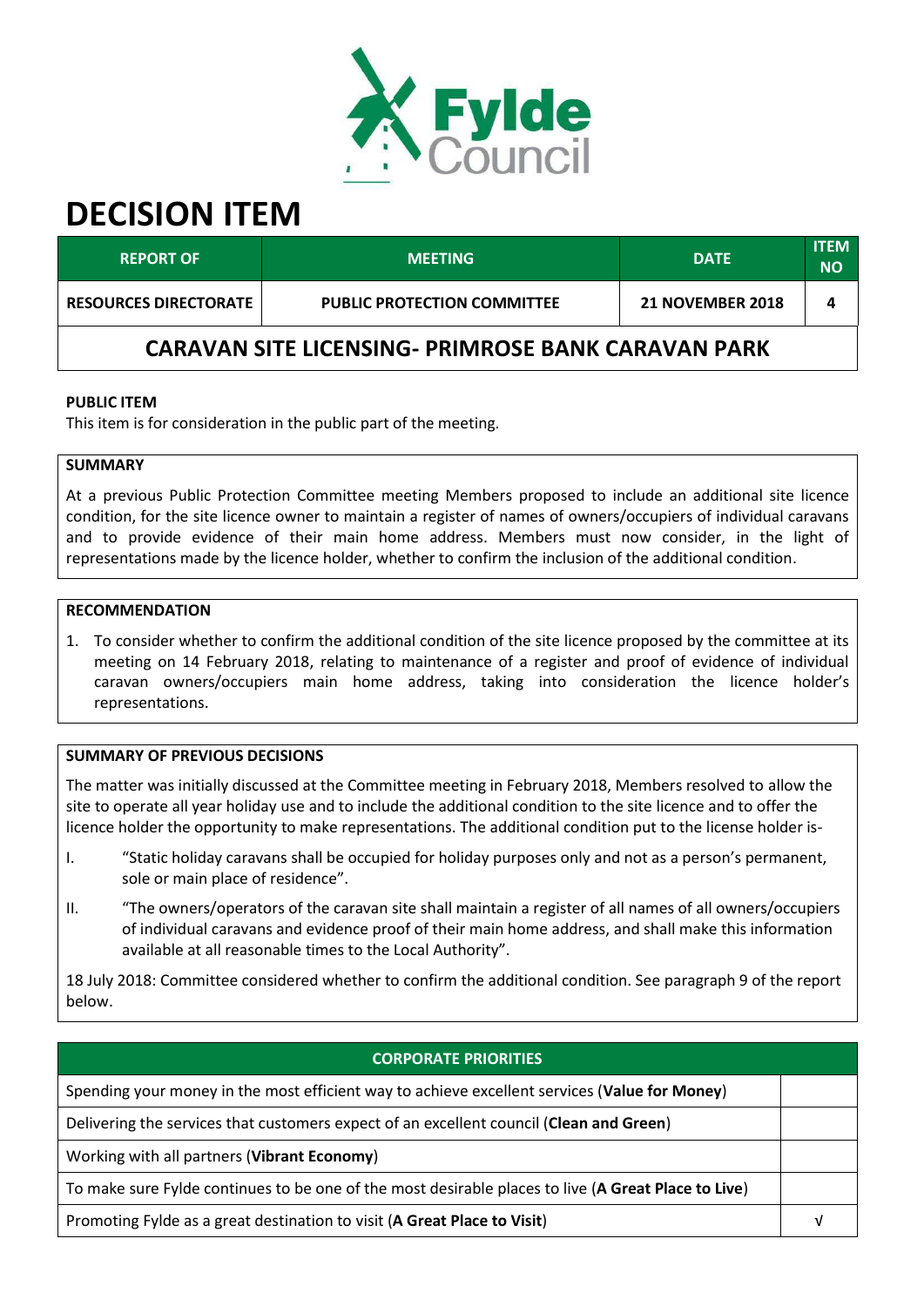# DECISION ITEM

| REPORT OF | MEETING | DATE | ITEM NO |
|---|---|---|---|
| RESOURCES DIRECTORATE | PUBLIC PROTECTION COMMITTEE | 21 NOVEMBER 2018 | 4 |

## CARAVAN SITE LICENSING- PRIMROSE BANK CARAVAN PARK

**PUBLIC ITEM**

This item is for consideration in the public part of the meeting.

**SUMMARY**

At a previous Public Protection Committee meeting Members proposed to include an additional site licence condition, for the site licence owner to maintain a register of names of owners/occupiers of individual caravans and to provide evidence of their main home address. Members must now consider, in the light of representations made by the licence holder, whether to confirm the inclusion of the additional condition.

**RECOMMENDATION**

1. To consider whether to confirm the additional condition of the site licence proposed by the committee at its meeting on 14 February 2018, relating to maintenance of a register and proof of evidence of individual caravan owners/occupiers main home address, taking into consideration the licence holder's representations.

**SUMMARY OF PREVIOUS DECISIONS**

The matter was initially discussed at the Committee meeting in February 2018, Members resolved to allow the site to operate all year holiday use and to include the additional condition to the site licence and to offer the licence holder the opportunity to make representations. The additional condition put to the license holder is-

I. "Static holiday caravans shall be occupied for holiday purposes only and not as a person's permanent, sole or main place of residence".

II. "The owners/operators of the caravan site shall maintain a register of all names of all owners/occupiers of individual caravans and evidence proof of their main home address, and shall make this information available at all reasonable times to the Local Authority".

18 July 2018: Committee considered whether to confirm the additional condition. See paragraph 9 of the report below.

| CORPORATE PRIORITIES | |
|---|---|
| Spending your money in the most efficient way to achieve excellent services (**Value for Money**) | |
| Delivering the services that customers expect of an excellent council (**Clean and Green**) | |
| Working with all partners (**Vibrant Economy**) | |
| To make sure Fylde continues to be one of the most desirable places to live (**A Great Place to Live**) | |
| Promoting Fylde as a great destination to visit (**A Great Place to Visit**) | √ |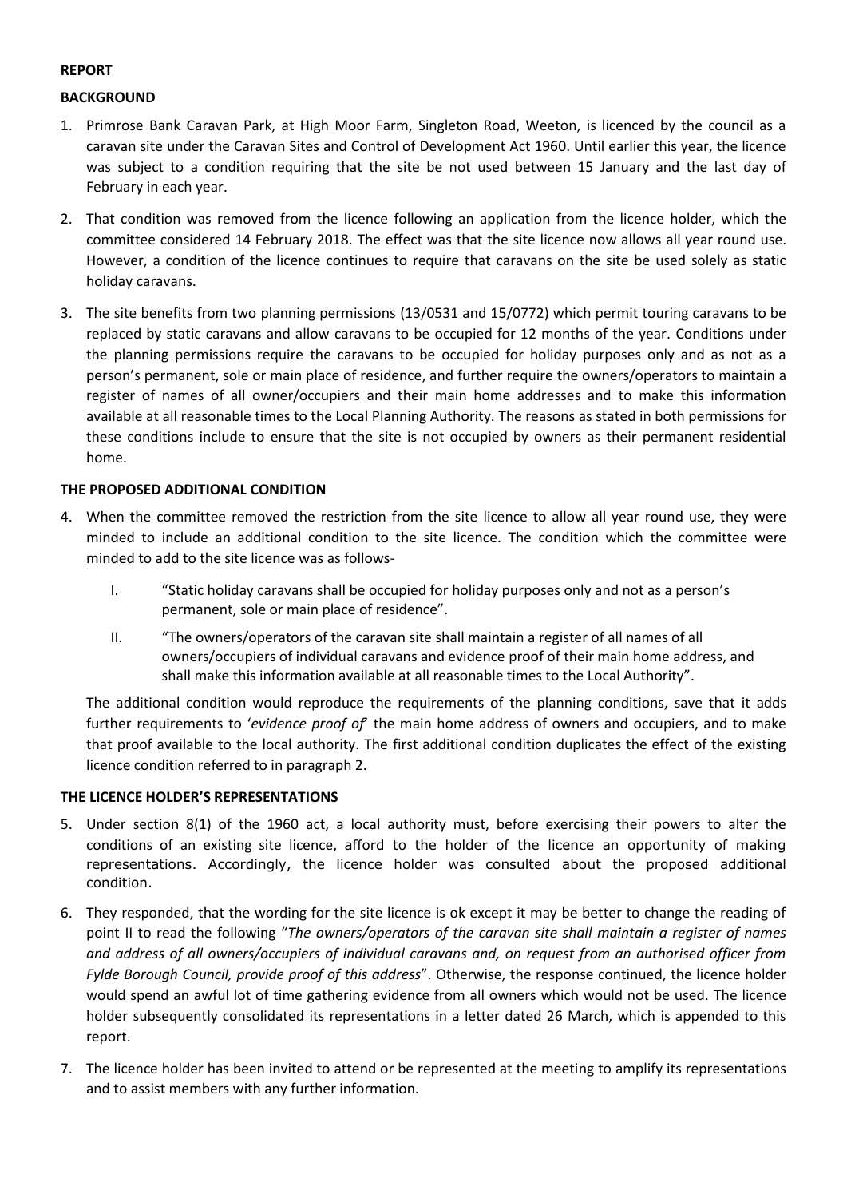**REPORT**

**BACKGROUND**

1. Primrose Bank Caravan Park, at High Moor Farm, Singleton Road, Weeton, is licenced by the council as a caravan site under the Caravan Sites and Control of Development Act 1960. Until earlier this year, the licence was subject to a condition requiring that the site be not used between 15 January and the last day of February in each year.

2. That condition was removed from the licence following an application from the licence holder, which the committee considered 14 February 2018. The effect was that the site licence now allows all year round use. However, a condition of the licence continues to require that caravans on the site be used solely as static holiday caravans.

3. The site benefits from two planning permissions (13/0531 and 15/0772) which permit touring caravans to be replaced by static caravans and allow caravans to be occupied for 12 months of the year. Conditions under the planning permissions require the caravans to be occupied for holiday purposes only and as not as a person's permanent, sole or main place of residence, and further require the owners/operators to maintain a register of names of all owner/occupiers and their main home addresses and to make this information available at all reasonable times to the Local Planning Authority. The reasons as stated in both permissions for these conditions include to ensure that the site is not occupied by owners as their permanent residential home.

**THE PROPOSED ADDITIONAL CONDITION**

4. When the committee removed the restriction from the site licence to allow all year round use, they were minded to include an additional condition to the site licence. The condition which the committee were minded to add to the site licence was as follows-

   I. "Static holiday caravans shall be occupied for holiday purposes only and not as a person's permanent, sole or main place of residence".

   II. "The owners/operators of the caravan site shall maintain a register of all names of all owners/occupiers of individual caravans and evidence proof of their main home address, and shall make this information available at all reasonable times to the Local Authority".

   The additional condition would reproduce the requirements of the planning conditions, save that it adds further requirements to '*evidence proof of*' the main home address of owners and occupiers, and to make that proof available to the local authority. The first additional condition duplicates the effect of the existing licence condition referred to in paragraph 2.

**THE LICENCE HOLDER'S REPRESENTATIONS**

5. Under section 8(1) of the 1960 act, a local authority must, before exercising their powers to alter the conditions of an existing site licence, afford to the holder of the licence an opportunity of making representations. Accordingly, the licence holder was consulted about the proposed additional condition.

6. They responded, that the wording for the site licence is ok except it may be better to change the reading of point II to read the following "*The owners/operators of the caravan site shall maintain a register of names and address of all owners/occupiers of individual caravans and, on request from an authorised officer from Fylde Borough Council, provide proof of this address*". Otherwise, the response continued, the licence holder would spend an awful lot of time gathering evidence from all owners which would not be used. The licence holder subsequently consolidated its representations in a letter dated 26 March, which is appended to this report.

7. The licence holder has been invited to attend or be represented at the meeting to amplify its representations and to assist members with any further information.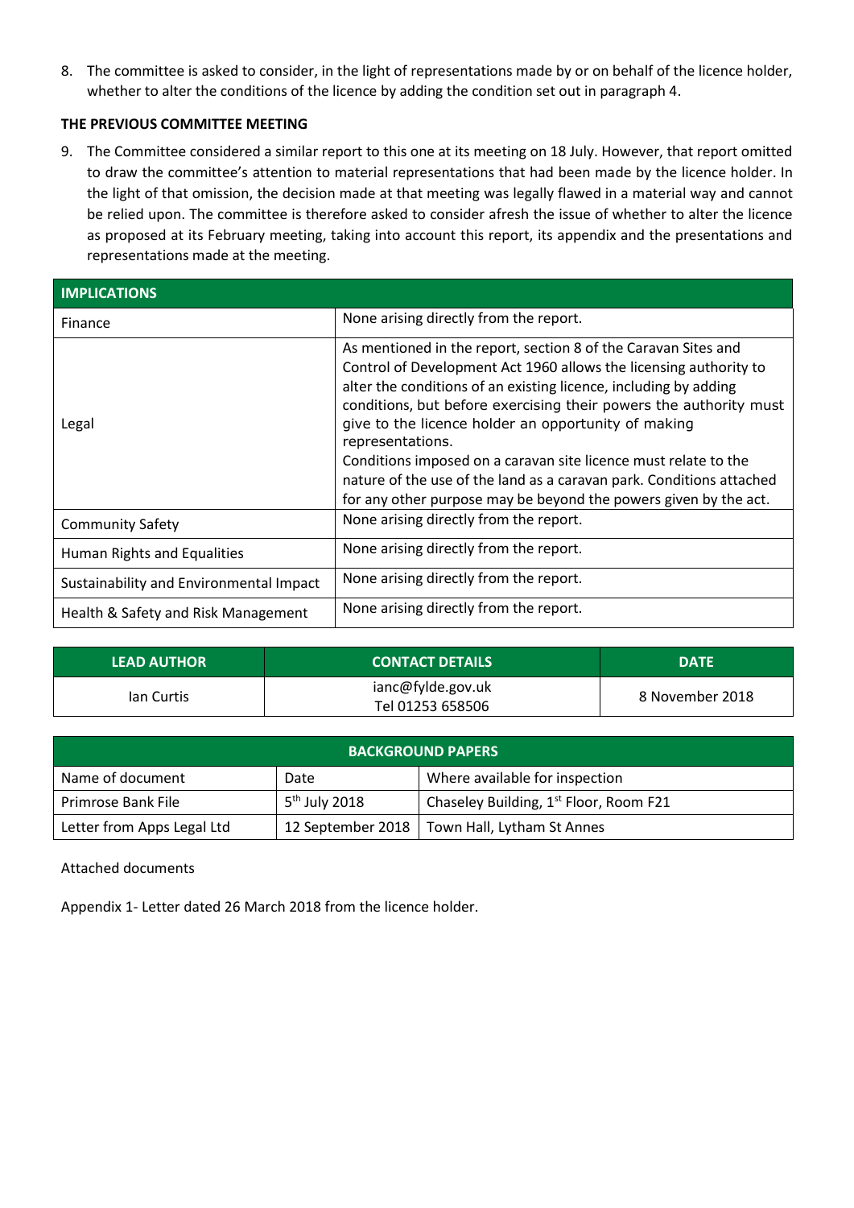8. The committee is asked to consider, in the light of representations made by or on behalf of the licence holder, whether to alter the conditions of the licence by adding the condition set out in paragraph 4.

**THE PREVIOUS COMMITTEE MEETING**

9. The Committee considered a similar report to this one at its meeting on 18 July. However, that report omitted to draw the committee's attention to material representations that had been made by the licence holder. In the light of that omission, the decision made at that meeting was legally flawed in a material way and cannot be relied upon. The committee is therefore asked to consider afresh the issue of whether to alter the licence as proposed at its February meeting, taking into account this report, its appendix and the presentations and representations made at the meeting.

| IMPLICATIONS | |
|---|---|
| Finance | None arising directly from the report. |
| Legal | As mentioned in the report, section 8 of the Caravan Sites and Control of Development Act 1960 allows the licensing authority to alter the conditions of an existing licence, including by adding conditions, but before exercising their powers the authority must give to the licence holder an opportunity of making representations.<br>Conditions imposed on a caravan site licence must relate to the nature of the use of the land as a caravan park. Conditions attached for any other purpose may be beyond the powers given by the act. |
| Community Safety | None arising directly from the report. |
| Human Rights and Equalities | None arising directly from the report. |
| Sustainability and Environmental Impact | None arising directly from the report. |
| Health & Safety and Risk Management | None arising directly from the report. |

| LEAD AUTHOR | CONTACT DETAILS | DATE |
|---|---|---|
| Ian Curtis | ianc@fylde.gov.uk<br>Tel 01253 658506 | 8 November 2018 |

| BACKGROUND PAPERS | | |
|---|---|---|
| Name of document | Date | Where available for inspection |
| Primrose Bank File | 5th July 2018 | Chaseley Building, 1st Floor, Room F21 |
| Letter from Apps Legal Ltd | 12 September 2018 | Town Hall, Lytham St Annes |

Attached documents

Appendix 1- Letter dated 26 March 2018 from the licence holder.